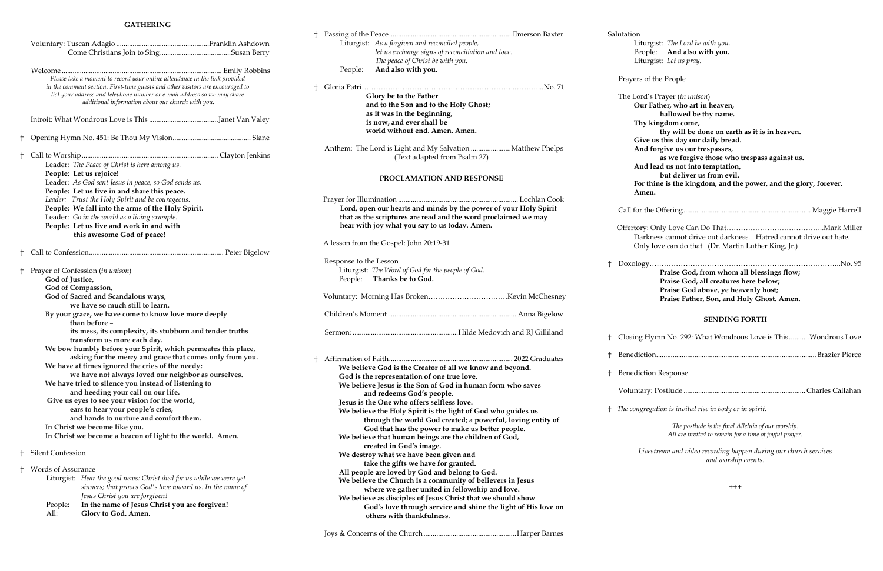## GATHERING

Voluntary: Tuscan Adagio .................................................Franklin Ashdown
Come Christians Join to Sing.......................................Susan Berry

Welcome ....................................................................................... Emily Robbins
*Please take a moment to record your online attendance in the link provided in the comment section. First-time guests and other visitors are encouraged to list your address and telephone number or e-mail address so we may share additional information about our church with you.*

Introit: What Wondrous Love is This ......................................Janet Van Valey

† Opening Hymn No. 451: Be Thou My Vision.......................................... Slane

† Call to Worship .......................................................................... Clayton Jenkins
Leader: *The Peace of Christ is here among us.*
**People: Let us rejoice!**
Leader: *As God sent Jesus in peace, so God sends us.*
**People: Let us live in and share this peace.**
Leader: *Trust the Holy Spirit and be courageous.*
**People: We fall into the arms of the Holy Spirit.**
Leader: *Go in the world as a living example.*
**People: Let us live and work in and with this awesome God of peace!**

† Call to Confession........................................................................... Peter Bigelow

† Prayer of Confession (*in unison*)
**God of Justice,**
**God of Compassion,**
**God of Sacred and Scandalous ways,**
**we have so much still to learn.**
**By your grace, we have come to know love more deeply than before –**
**its mess, its complexity, its stubborn and tender truths transform us more each day.**
**We bow humbly before your Spirit, which permeates this place, asking for the mercy and grace that comes only from you.**
**We have at times ignored the cries of the needy:**
**we have not always loved our neighbor as ourselves.**
**We have tried to silence you instead of listening to and heeding your call on our life.**
**Give us eyes to see your vision for the world,**
**ears to hear your people's cries,**
**and hands to nurture and comfort them.**
**In Christ we become like you.**
**In Christ we become a beacon of light to the world. Amen.**

† Silent Confession

† Words of Assurance
Liturgist: *Hear the good news: Christ died for us while we were yet sinners; that proves God's love toward us. In the name of Jesus Christ you are forgiven!*
People: **In the name of Jesus Christ you are forgiven!**
All: **Glory to God. Amen.**

† Passing of the Peace......................................................................Emerson Baxter
Liturgist: *As a forgiven and reconciled people, let us exchange signs of reconciliation and love. The peace of Christ be with you.*
People: **And also with you.**

† Gloria Patri……………………………………………………….………...No. 71
**Glory be to the Father**
**and to the Son and to the Holy Ghost;**
**as it was in the beginning,**
**is now, and ever shall be**
**world without end. Amen. Amen.**

Anthem: The Lord is Light and My Salvation ......................Matthew Phelps
(Text adapted from Psalm 27)

## PROCLAMATION AND RESPONSE

Prayer for Illumination ..................................................................... Lochlan Cook
**Lord, open our hearts and minds by the power of your Holy Spirit that as the scriptures are read and the word proclaimed we may hear with joy what you say to us today. Amen.**

A lesson from the Gospel: John 20:19-31

Response to the Lesson
Liturgist: *The Word of God for the people of God.*
People: **Thanks be to God.**

Voluntary: Morning Has Broken……………………………Kevin McChesney

Children's Moment ...................................................................... Anna Bigelow

Sermon: ..........................................................Hilde Medovich and RJ Gilliland

† Affirmation of Faith.................................................................... 2022 Graduates
**We believe God is the Creator of all we know and beyond.**
**God is the representation of one true love.**
**We believe Jesus is the Son of God in human form who saves and redeems God's people.**
**Jesus is the One who offers selfless love.**
**We believe the Holy Spirit is the light of God who guides us through the world God created; a powerful, loving entity of God that has the power to make us better people.**
**We believe that human beings are the children of God, created in God's image.**
**We destroy what we have been given and take the gifts we have for granted.**
**All people are loved by God and belong to God.**
**We believe the Church is a community of believers in Jesus where we gather united in fellowship and love.**
**We believe as disciples of Jesus Christ that we should show God's love through service and shine the light of His love on others with thankfulness**.

Joys & Concerns of the Church ..................................................Harper Barnes

Salutation
Liturgist: *The Lord be with you.*
People: **And also with you.**
Liturgist: *Let us pray.*

Prayers of the People

The Lord's Prayer (*in unison*)
**Our Father, who art in heaven,**
**hallowed be thy name.**
**Thy kingdom come,**
**thy will be done on earth as it is in heaven.**
**Give us this day our daily bread.**
**And forgive us our trespasses,**
**as we forgive those who trespass against us.**
**And lead us not into temptation,**
**but deliver us from evil.**
**For thine is the kingdom, and the power, and the glory, forever. Amen.**

Call for the Offering..................................................................... Maggie Harrell

Offertory: Only Love Can Do That…………………………………..Mark Miller
Darkness cannot drive out darkness. Hatred cannot drive out hate. Only love can do that. (Dr. Martin Luther King, Jr.)

† Doxology……………………………………………………………………..No. 95
**Praise God, from whom all blessings flow;**
**Praise God, all creatures here below;**
**Praise God above, ye heavenly host;**
**Praise Father, Son, and Holy Ghost. Amen.**

## SENDING FORTH

† Closing Hymn No. 292: What Wondrous Love is This ...........Wondrous Love

† Benediction...................................................................................... Brazier Pierce

† Benediction Response

Voluntary: Postlude .................................................................. Charles Callahan

† *The congregation is invited rise in body or in spirit.*

*The postlude is the final Alleluia of our worship. All are invited to remain for a time of joyful prayer.*

*Livestream and video recording happen during our church services and worship events.*

+++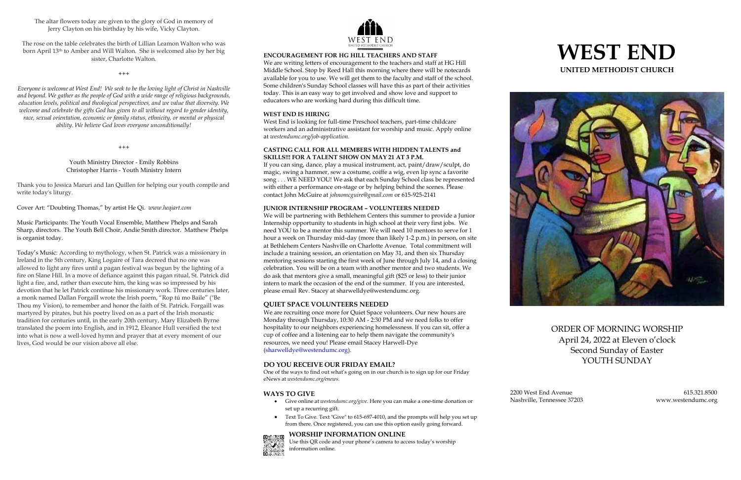The altar flowers today are given to the glory of God in memory of Jerry Clayton on his birthday by his wife, Vicky Clayton.

The rose on the table celebrates the birth of Lillian Leamon Walton who was born April 13th to Amber and Will Walton. She is welcomed also by her big sister, Charlotte Walton.

+++

*Everyone is welcome at West End! We seek to be the loving light of Christ in Nashville and beyond. We gather as the people of God with a wide range of religious backgrounds, education levels, political and theological perspectives, and we value that diversity. We welcome and celebrate the gifts God has given to all without regard to gender identity, race, sexual orientation, economic or family status, ethnicity, or mental or physical ability. We believe God loves everyone unconditionally!*

+++

Youth Ministry Director - Emily Robbins
Christopher Harris - Youth Ministry Intern

Thank you to Jessica Maruri and Ian Quillen for helping our youth compile and write today's liturgy.

Cover Art: "Doubting Thomas," by artist He Qi. *www.heqiart.com*

Music Participants: The Youth Vocal Ensemble, Matthew Phelps and Sarah Sharp, directors. The Youth Bell Choir, Andie Smith director. Matthew Phelps is organist today.

Today's Music: According to mythology, when St. Patrick was a missionary in Ireland in the 5th century, King Logaire of Tara decreed that no one was allowed to light any fires until a pagan festival was begun by the lighting of a fire on Slane Hill. In a move of defiance against this pagan ritual, St. Patrick did light a fire, and, rather than execute him, the king was so impressed by his devotion that he let Patrick continue his missionary work. Three centuries later, a monk named Dallan Forgaill wrote the Irish poem, "Rop tú mo Baile" ("Be Thou my Vision), to remember and honor the faith of St. Patrick. Forgaill was martyred by pirates, but his poetry lived on as a part of the Irish monastic tradition for centuries until, in the early 20th century, Mary Elizabeth Byrne translated the poem into English, and in 1912, Eleanor Hull versified the text into what is now a well-loved hymn and prayer that at every moment of our lives, God would be our vision above all else.

WEST END UNITED METHODIST CHURCH

### ENCOURAGEMENT FOR HG HILL TEACHERS AND STAFF

We are writing letters of encouragement to the teachers and staff at HG Hill Middle School. Stop by Reed Hall this morning where there will be notecards available for you to use. We will get them to the faculty and staff of the school. Some children's Sunday School classes will have this as part of their activities today. This is an easy way to get involved and show love and support to educators who are working hard during this difficult time.

### WEST END IS HIRING

West End is looking for full-time Preschool teachers, part-time childcare workers and an administrative assistant for worship and music. Apply online at *westendumc.org/job-application.*

### CASTING CALL FOR ALL MEMBERS WITH HIDDEN TALENTS and SKILLS!!! FOR A TALENT SHOW ON MAY 21 AT 3 P.M.

If you can sing, dance, play a musical instrument, act, paint/draw/sculpt, do magic, swing a hammer, sew a costume, coiffe a wig, even lip sync a favorite song . . . WE NEED YOU! We ask that each Sunday School class be represented with either a performance on-stage or by helping behind the scenes. Please contact John McGuire at *johnomcguire@gmail.com* or 615-925-2141

### JUNIOR INTERNSHIP PROGRAM – VOLUNTEERS NEEDED

We will be partnering with Bethlehem Centers this summer to provide a Junior Internship opportunity to students in high school at their very first jobs. We need YOU to be a mentor this summer. We will need 10 mentors to serve for 1 hour a week on Thursday mid-day (more than likely 1-2 p.m.) in person, on site at Bethlehem Centers Nashville on Charlotte Avenue. Total commitment will include a training session, an orientation on May 31, and then six Thursday mentoring sessions starting the first week of June through July 14, and a closing celebration. You will be on a team with another mentor and two students. We do ask that mentors give a small, meaningful gift ($25 or less) to their junior intern to mark the occasion of the end of the summer. If you are interested, please email Rev. Stacey at sharwelldye@westendumc.org.

### QUIET SPACE VOLUNTEERS NEEDED

We are recruiting once more for Quiet Space volunteers. Our new hours are Monday through Thursday, 10:30 AM - 2:30 PM and we need folks to offer hospitality to our neighbors experiencing homelessness. If you can sit, offer a cup of coffee and a listening ear to help them navigate the community's resources, we need you! Please email Stacey Harwell-Dye (sharwelldye@westendumc.org).

### DO YOU RECEIVE OUR FRIDAY EMAIL?

One of the ways to find out what's going on in our church is to sign up for our Friday eNews at *westendumc.org/enews.*

### WAYS TO GIVE

- Give online at *westendumc.org/give*. Here you can make a one-time donation or set up a recurring gift.
- Text To Give. Text "Give" to 615-697-4010, and the prompts will help you set up from there. Once registered, you can use this option easily going forward.

### WORSHIP INFORMATION ONLINE

Use this QR code and your phone's camera to access today's worship information online.

# WEST END

## UNITED METHODIST CHURCH

ORDER OF MORNING WORSHIP
April 24, 2022 at Eleven o'clock
Second Sunday of Easter
YOUTH SUNDAY

2200 West End Avenue
Nashville, Tennessee 37203

615.321.8500
www.westendumc.org